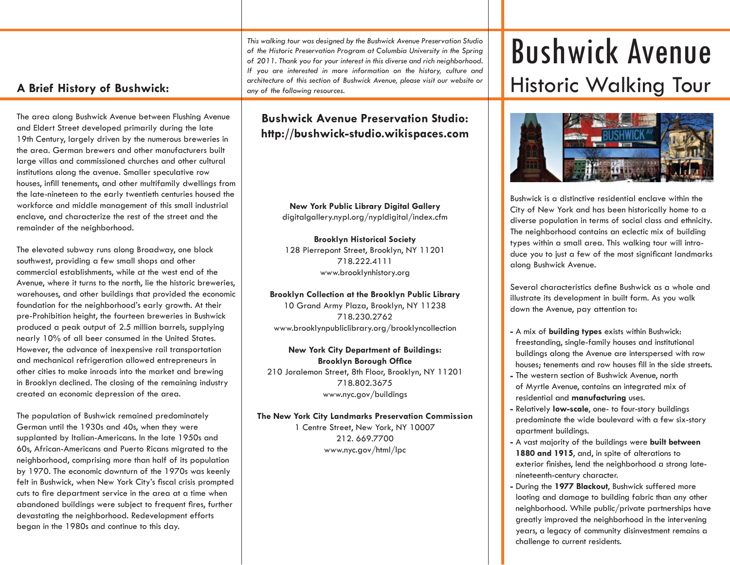# Bushwick Avenue

## Historic Walking Tour

Bushwick is a distinctive residential enclave within the City of New York and has been historically home to a diverse population in terms of social class and ethnicity. The neighborhood contains an eclectic mix of building types within a small area. This walking tour will introduce you to just a few of the most significant landmarks along Bushwick Avenue.

Several characteristics define Bushwick as a whole and illustrate its development in built form. As you walk down the Avenue, pay attention to:

- A mix of **building types** exists within Bushwick: freestanding, single-family houses and institutional buildings along the Avenue are interspersed with row houses; tenements and row houses fill in the side streets.
- The western section of Bushwick Avenue, north of Myrtle Avenue, contains an integrated mix of residential and **manufacturing** uses.
- Relatively **low-scale**, one- to four-story buildings predominate the wide boulevard with a few six-story apartment buildings.
- A vast majority of the buildings were **built between 1880 and 1915**, and, in spite of alterations to exterior finishes, lend the neighborhood a strong late-nineteenth-century character.
- During the **1977 Blackout**, Bushwick suffered more looting and damage to building fabric than any other neighborhood. While public/private partnerships have greatly improved the neighborhood in the intervening years, a legacy of community disinvestment remains a challenge to current residents.

## A Brief History of Bushwick:

The area along Bushwick Avenue between Flushing Avenue and Eldert Street developed primarily during the late 19th Century, largely driven by the numerous breweries in the area. German brewers and other manufacturers built large villas and commissioned churches and other cultural institutions along the avenue. Smaller speculative row houses, infill tenements, and other multifamily dwellings from the late-nineteen to the early twentieth centuries housed the workforce and middle management of this small industrial enclave, and characterize the rest of the street and the remainder of the neighborhood.

The elevated subway runs along Broadway, one block southwest, providing a few small shops and other commercial establishments, while at the west end of the Avenue, where it turns to the north, lie the historic breweries, warehouses, and other buildings that provided the economic foundation for the neighborhood's early growth. At their pre-Prohibition height, the fourteen breweries in Bushwick produced a peak output of 2.5 million barrels, supplying nearly 10% of all beer consumed in the United States. However, the advance of inexpensive rail transportation and mechanical refrigeration allowed entrepreneurs in other cities to make inroads into the market and brewing in Brooklyn declined. The closing of the remaining industry created an economic depression of the area.

The population of Bushwick remained predominately German until the 1930s and 40s, when they were supplanted by Italian-Americans. In the late 1950s and 60s, African-Americans and Puerto Ricans migrated to the neighborhood, comprising more than half of its population by 1970. The economic downturn of the 1970s was keenly felt in Bushwick, when New York City's fiscal crisis prompted cuts to fire department service in the area at a time when abandoned buildings were subject to frequent fires, further devastating the neighborhood. Redevelopment efforts began in the 1980s and continue to this day.

*This walking tour was designed by the Bushwick Avenue Preservation Studio of the Historic Preservation Program at Columbia University in the Spring of 2011. Thank you for your interest in this diverse and rich neighborhood. If you are interested in more information on the history, culture and architecture of this section of Bushwick Avenue, please visit our website or any of the following resources.*

### Bushwick Avenue Preservation Studio: http://bushwick-studio.wikispaces.com

**New York Public Library Digital Gallery**
digitalgallery.nypl.org/nypldigital/index.cfm

**Brooklyn Historical Society**
128 Pierrepont Street, Brooklyn, NY 11201
718.222.4111
www.brooklynhistory.org

**Brooklyn Collection at the Brooklyn Public Library**
10 Grand Army Plaza, Brooklyn, NY 11238
718.230.2762
www.brooklynpubliclibrary.org/brooklyncollection

**New York City Department of Buildings: Brooklyn Borough Office**
210 Joralemon Street, 8th Floor, Brooklyn, NY 11201
718.802.3675
www.nyc.gov/buildings

**The New York City Landmarks Preservation Commission**
1 Centre Street, New York, NY 10007
212. 669.7700
www.nyc.gov/html/lpc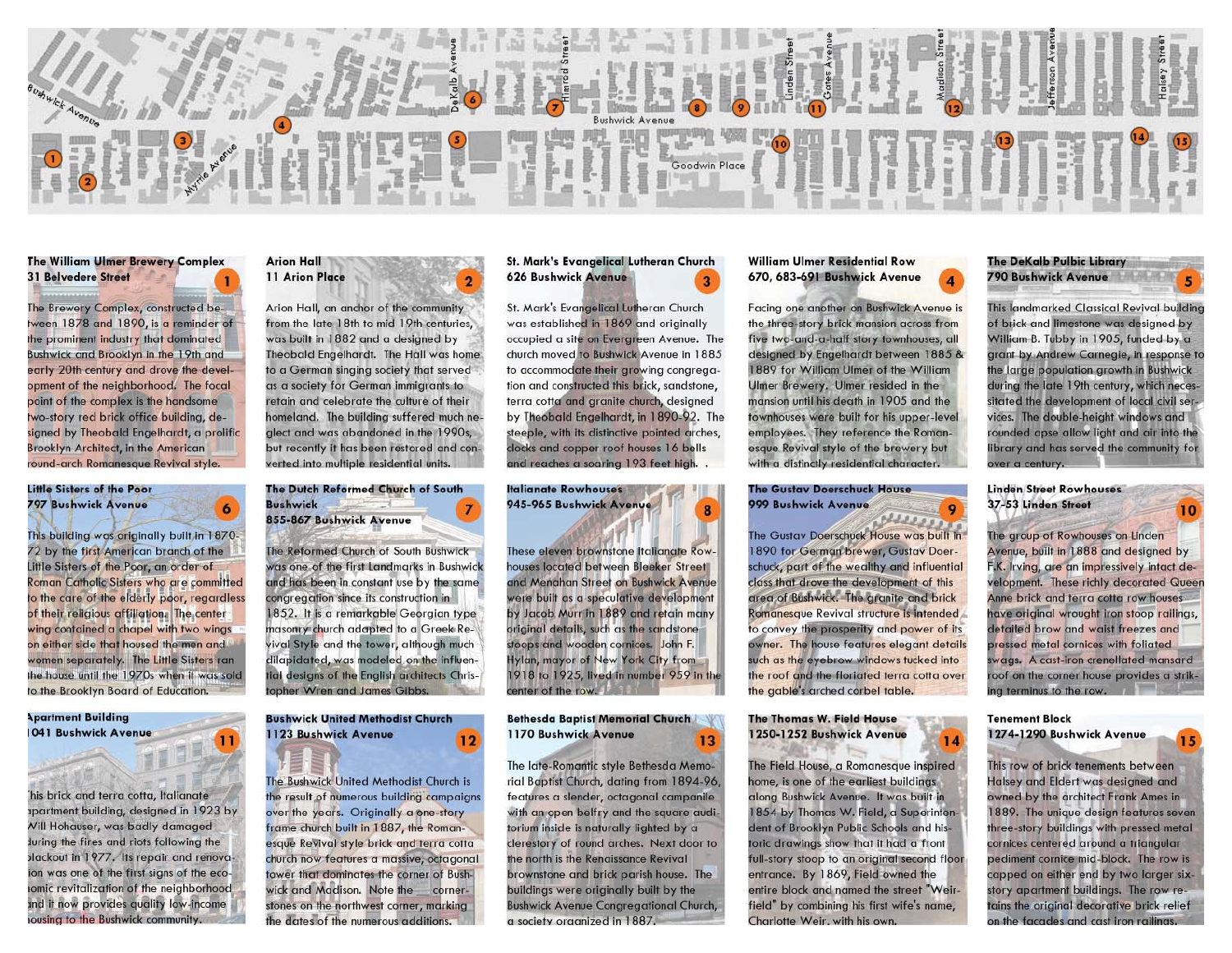Bushwick Avenue

Myrtle Avenue

DeKalb Avenue

Himrod Street

Bushwick Avenue

Goodwin Place

Linden Street

Gates Avenue

Madison Street

Jefferson Avenue

Halsey Street

1 2 3 4 5 6 7 8 9 10 11 12 13 14 15

### The William Ulmer Brewery Complex
**31 Belvedere Street** — 1

The Brewery Complex, constructed between 1878 and 1890, is a reminder of the prominent industry that dominated Bushwick and Brooklyn in the 19th and early 20th century and drove the development of the neighborhood. The focal point of the complex is the handsome two-story red brick office building, designed by Theobald Engelhardt, a prolific Brooklyn Architect, in the American round-arch Romanesque Revival style.

### Arion Hall
**11 Arion Place** — 2

Arion Hall, an anchor of the community from the late 18th to mid 19th centuries, was built in 1882 and a designed by Theobald Engelhardt. The Hall was home to a German singing society that served as a society for German immigrants to retain and celebrate the culture of their homeland. The building suffered much neglect and was abandoned in the 1990s, but recently it has been restored and converted into multiple residential units.

### St. Mark's Evangelical Lutheran Church
**626 Bushwick Avenue** — 3

St. Mark's Evangelical Lutheran Church was established in 1869 and originally occupied a site on Evergreen Avenue. The church moved to Bushwick Avenue in 1885 to accommodate their growing congregation and constructed this brick, sandstone, terra cotta and granite church, designed by Theobald Engelhardt, in 1890-92. The steeple, with its distinctive pointed arches, clocks and copper roof houses 16 bells and reaches a soaring 193 feet high.

### William Ulmer Residential Row
**670, 683-691 Bushwick Avenue** — 4

Facing one another on Bushwick Avenue is the three-story brick mansion across from five two-and-a-half story townhouses, all designed by Engelhardt between 1885 & 1889 for William Ulmer of the William Ulmer Brewery. Ulmer resided in the mansion until his death in 1905 and the townhouses were built for his upper-level employees. They reference the Romanesque Revival style of the brewery but with a distinctly residential character.

### The DeKalb Pulbic Library
**790 Bushwick Avenue** — 5

This landmarked Classical Revival building of brick and limestone was designed by William B. Tubby in 1905, funded by a grant by Andrew Carnegie, in response to the large population growth in Bushwick during the late 19th century, which necessitated the development of local civil services. The double-height windows and rounded apse allow light and air into the library and has served the community for over a century.

### Little Sisters of the Poor
**797 Bushwick Avenue** — 6

This building was originally built in 1870-72 by the first American branch of the Little Sisters of the Poor, an order of Roman Catholic Sisters who are committed to the care of the elderly poor, regardless of their religious affiliation. The center wing contained a chapel with two wings on either side that housed the men and women separately. The Little Sisters ran the house until the 1970s when it was sold to the Brooklyn Board of Education.

### The Dutch Reformed Church of South Bushwick
**855-867 Bushwick Avenue** — 7

The Reformed Church of South Bushwick was one of the first Landmarks in Bushwick and has been in constant use by the same congregation since its construction in 1852. It is a remarkable Georgian type masonry church adapted to a Greek Revival Style and the tower, although much dilapidated, was modeled on the influential designs of the English architects Christopher Wren and James Gibbs.

### Italianate Rowhouses
**945-965 Bushwick Avenue** — 8

These eleven brownstone Italianate Rowhouses located between Bleeker Street and Menahan Street on Bushwick Avenue were built as a speculative development by Jacob Murr in 1889 and retain many original details, such as the sandstone stoops and wooden cornices. John F. Hylan, mayor of New York City from 1918 to 1925, lived in number 959 in the center of the row.

### The Gustav Doerschuck House
**999 Bushwick Avenue** — 9

The Gustav Doerschuck House was built in 1890 for German brewer, Gustav Doerschuck, part of the wealthy and influential class that drove the development of this area of Bushwick. The granite and brick Romanesque Revival structure is intended to convey the prosperity and power of its owner. The house features elegant details such as the eyebrow windows tucked into the roof and the floriated terra cotta over the gable's arched corbel table.

### Linden Street Rowhouses
**37-53 Linden Street** — 10

The group of Rowhouses on Linden Avenue, built in 1888 and designed by F.K. Irving, are an impressively intact development. These richly decorated Queen Anne brick and terra cotta row houses have original wrought iron stoop railings, detailed brow and waist freezes and pressed metal cornices with foliated swags. A cast-iron crenellated mansard roof on the corner house provides a striking terminus to the row.

### Apartment Building
**1041 Bushwick Avenue** — 11

This brick and terra cotta, Italianate apartment building, designed in 1923 by Will Hohauser, was badly damaged during the fires and riots following the blackout in 1977. Its repair and renovation was one of the first signs of the economic revitalization of the neighborhood and it now provides quality low-income housing to the Bushwick community.

### Bushwick United Methodist Church
**1123 Bushwick Avenue** — 12

The Bushwick United Methodist Church is the result of numerous building campaigns over the years. Originally a one-story frame church built in 1887, the Romanesque Revival style brick and terra cotta church now features a massive, octagonal tower that dominates the corner of Bushwick and Madison. Note the corner-stones on the northwest corner, marking the dates of the numerous additions.

### Bethesda Baptist Memorial Church
**1170 Bushwick Avenue** — 13

The late-Romantic style Bethesda Memorial Baptist Church, dating from 1894-96, features a slender, octagonal campanile with an open belfry and the square auditorium inside is naturally lighted by a clerestory of round arches. Next door to the north is the Renaissance Revival brownstone and brick parish house. The buildings were originally built by the Bushwick Avenue Congregational Church, a society organized in 1887.

### The Thomas W. Field House
**1250-1252 Bushwick Avenue** — 14

The Field House, a Romanesque inspired home, is one of the earliest buildings along Bushwick Avenue. It was built in 1854 by Thomas W. Field, a Superintendent of Brooklyn Public Schools and historic drawings show that it had a front full-story stoop to an original second floor entrance. By 1869, Field owned the entire block and named the street "Weirfield" by combining his first wife's name, Charlotte Weir, with his own.

### Tenement Block
**1274-1290 Bushwick Avenue** — 15

This row of brick tenements between Halsey and Eldert was designed and owned by the architect Frank Ames in 1889. The unique design features seven three-story buildings with pressed metal cornices centered around a triangular pediment cornice mid-block. The row is capped on either end by two larger six-story apartment buildings. The row retains the original decorative brick relief on the facades and cast iron railings.